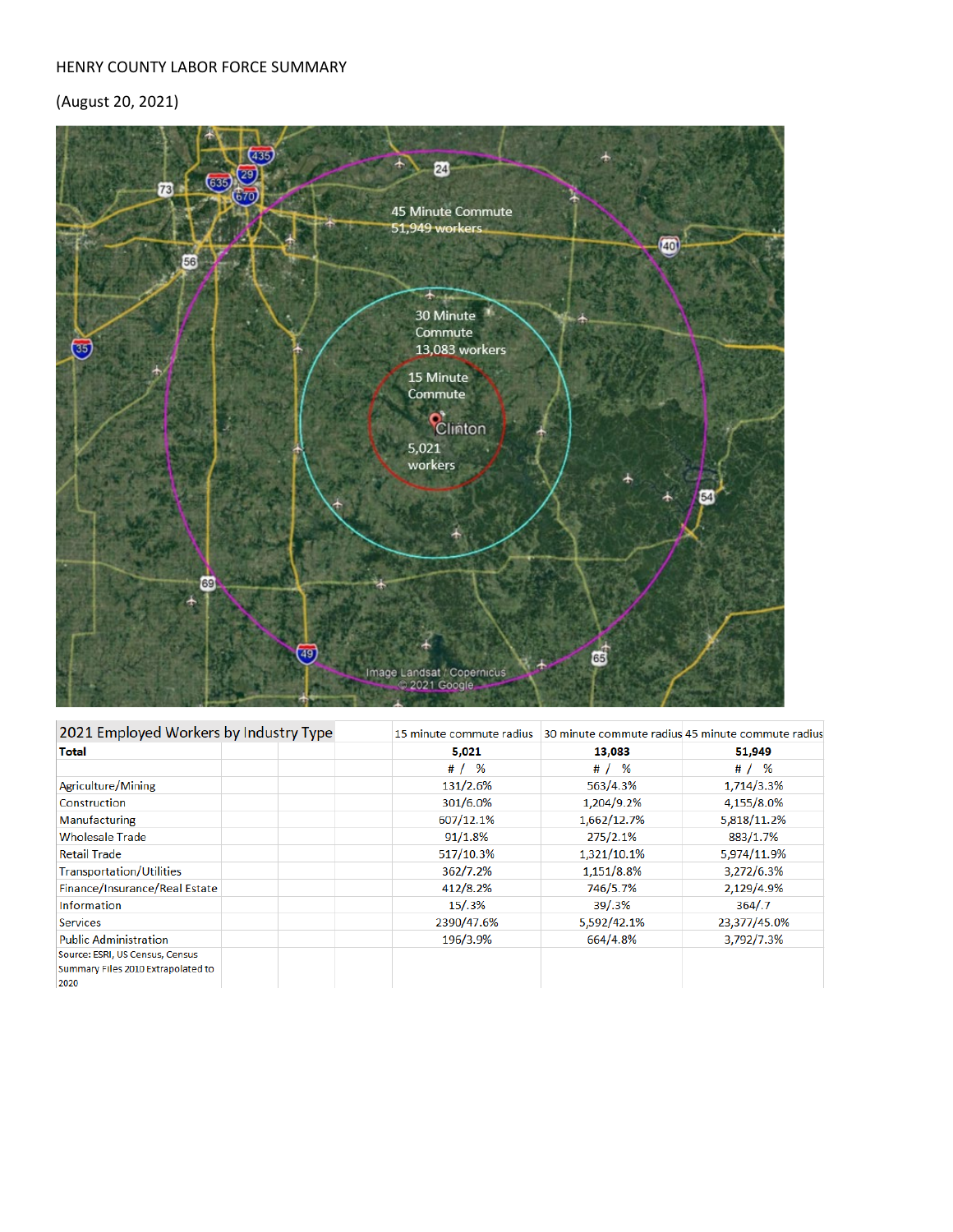HENRY COUNTY LABOR FORCE SUMMARY

(August 20, 2021)

| 2021 Employed Workers by Industry Type | 15 minute commute radius | 30 minute commute radius | 45 minute commute radius |
|---|---|---|---|
| **Total** | **5,021** | **13,083** | **51,949** |
| | # / % | # / % | # / % |
| Agriculture/Mining | 131/2.6% | 563/4.3% | 1,714/3.3% |
| Construction | 301/6.0% | 1,204/9.2% | 4,155/8.0% |
| Manufacturing | 607/12.1% | 1,662/12.7% | 5,818/11.2% |
| Wholesale Trade | 91/1.8% | 275/2.1% | 883/1.7% |
| Retail Trade | 517/10.3% | 1,321/10.1% | 5,974/11.9% |
| Transportation/Utilities | 362/7.2% | 1,151/8.8% | 3,272/6.3% |
| Finance/Insurance/Real Estate | 412/8.2% | 746/5.7% | 2,129/4.9% |
| Information | 15/.3% | 39/.3% | 364/.7 |
| Services | 2390/47.6% | 5,592/42.1% | 23,377/45.0% |
| Public Administration | 196/3.9% | 664/4.8% | 3,792/7.3% |
| Source: ESRI, US Census, Census Summary Files 2010 Extrapolated to 2020 | | | |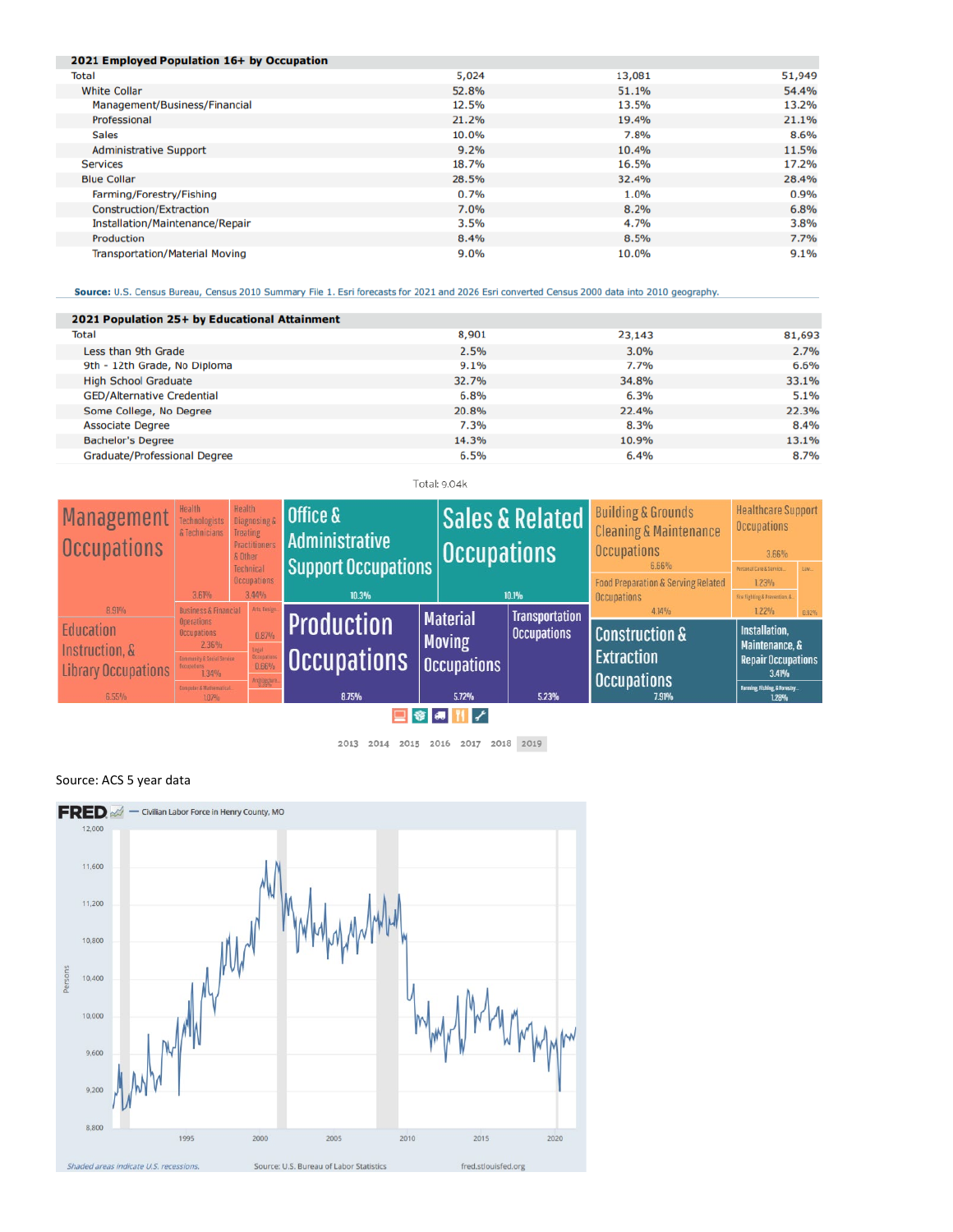| 2021 Employed Population 16+ by Occupation | | | |
|---|---|---|---|
| Total | 5,024 | 13,081 | 51,949 |
| White Collar | 52.8% | 51.1% | 54.4% |
| Management/Business/Financial | 12.5% | 13.5% | 13.2% |
| Professional | 21.2% | 19.4% | 21.1% |
| Sales | 10.0% | 7.8% | 8.6% |
| Administrative Support | 9.2% | 10.4% | 11.5% |
| Services | 18.7% | 16.5% | 17.2% |
| Blue Collar | 28.5% | 32.4% | 28.4% |
| Farming/Forestry/Fishing | 0.7% | 1.0% | 0.9% |
| Construction/Extraction | 7.0% | 8.2% | 6.8% |
| Installation/Maintenance/Repair | 3.5% | 4.7% | 3.8% |
| Production | 8.4% | 8.5% | 7.7% |
| Transportation/Material Moving | 9.0% | 10.0% | 9.1% |

**Source:** U.S. Census Bureau, Census 2010 Summary File 1. Esri forecasts for 2021 and 2026 Esri converted Census 2000 data into 2010 geography.

| 2021 Population 25+ by Educational Attainment | | | |
|---|---|---|---|
| Total | 8,901 | 23,143 | 81,693 |
| Less than 9th Grade | 2.5% | 3.0% | 2.7% |
| 9th - 12th Grade, No Diploma | 9.1% | 7.7% | 6.6% |
| High School Graduate | 32.7% | 34.8% | 33.1% |
| GED/Alternative Credential | 6.8% | 6.3% | 5.1% |
| Some College, No Degree | 20.8% | 22.4% | 22.3% |
| Associate Degree | 7.3% | 8.3% | 8.4% |
| Bachelor's Degree | 14.3% | 10.9% | 13.1% |
| Graduate/Professional Degree | 6.5% | 6.4% | 8.7% |

Total: 9.04k

| Occupation | Share |
|---|---|
| Management Occupations | 8.91% |
| Health Technologists & Technicians | 3.61% |
| Health Diagnosing & Treating Practitioners & Other Technical Occupations | 3.44% |
| Education Instruction, & Library Occupations | 6.55% |
| Business & Financial Operations Occupations | 2.36% |
| Arts, Design... | 0.87% |
| Community & Social Service Occupations | 1.34% |
| Legal Occupations | 0.66% |
| Computer & Mathematical... | 1.07% |
| Office & Administrative Support Occupations | 10.3% |
| Sales & Related Occupations | 10.1% |
| Production Occupations | 8.75% |
| Material Moving Occupations | 5.72% |
| Transportation Occupations | 5.23% |
| Building & Grounds Cleaning & Maintenance Occupations | 6.66% |
| Food Preparation & Serving Related Occupations | 4.14% |
| Healthcare Support Occupations | 3.66% |
| Personal Care & Service... | 1.23% |
| Fire Fighting & Prevention &... | 1.22% |
| Construction & Extraction Occupations | 7.91% |
| Installation, Maintenance, & Repair Occupations | 3.41% |
| Farming, Fishing, & Forestry... | 1.29% |

2013 2014 2015 2016 2017 2018 2019

Source: ACS 5 year data

FRED — Civilian Labor Force in Henry County, MO

Shaded areas indicate U.S. recessions. Source: U.S. Bureau of Labor Statistics fred.stlouisfed.org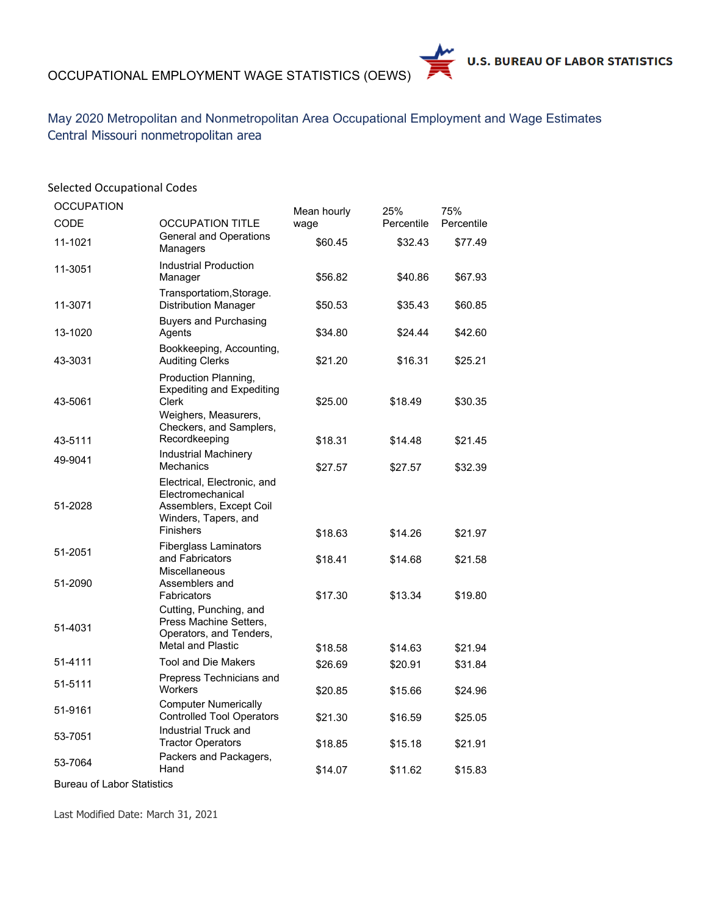OCCUPATIONAL EMPLOYMENT WAGE STATISTICS (OEWS)

U.S. BUREAU OF LABOR STATISTICS

## May 2020 Metropolitan and Nonmetropolitan Area Occupational Employment and Wage Estimates
## Central Missouri nonmetropolitan area

Selected Occupational Codes

| OCCUPATION CODE | OCCUPATION TITLE | Mean hourly wage | 25% Percentile | 75% Percentile |
|---|---|---|---|---|
| 11-1021 | General and Operations Managers | $60.45 | $32.43 | $77.49 |
| 11-3051 | Industrial Production Manager | $56.82 | $40.86 | $67.93 |
| 11-3071 | Transportatiom,Storage. Distribution Manager | $50.53 | $35.43 | $60.85 |
| 13-1020 | Buyers and Purchasing Agents | $34.80 | $24.44 | $42.60 |
| 43-3031 | Bookkeeping, Accounting, Auditing Clerks | $21.20 | $16.31 | $25.21 |
| 43-5061 | Production Planning, Expediting and Expediting Clerk | $25.00 | $18.49 | $30.35 |
| 43-5111 | Weighers, Measurers, Checkers, and Samplers, Recordkeeping | $18.31 | $14.48 | $21.45 |
| 49-9041 | Industrial Machinery Mechanics | $27.57 | $27.57 | $32.39 |
| 51-2028 | Electrical, Electronic, and Electromechanical Assemblers, Except Coil Winders, Tapers, and Finishers | $18.63 | $14.26 | $21.97 |
| 51-2051 | Fiberglass Laminators and Fabricators | $18.41 | $14.68 | $21.58 |
| 51-2090 | Miscellaneous Assemblers and Fabricators | $17.30 | $13.34 | $19.80 |
| 51-4031 | Cutting, Punching, and Press Machine Setters, Operators, and Tenders, Metal and Plastic | $18.58 | $14.63 | $21.94 |
| 51-4111 | Tool and Die Makers | $26.69 | $20.91 | $31.84 |
| 51-5111 | Prepress Technicians and Workers | $20.85 | $15.66 | $24.96 |
| 51-9161 | Computer Numerically Controlled Tool Operators | $21.30 | $16.59 | $25.05 |
| 53-7051 | Industrial Truck and Tractor Operators | $18.85 | $15.18 | $21.91 |
| 53-7064 | Packers and Packagers, Hand | $14.07 | $11.62 | $15.83 |

Bureau of Labor Statistics

Last Modified Date: March 31, 2021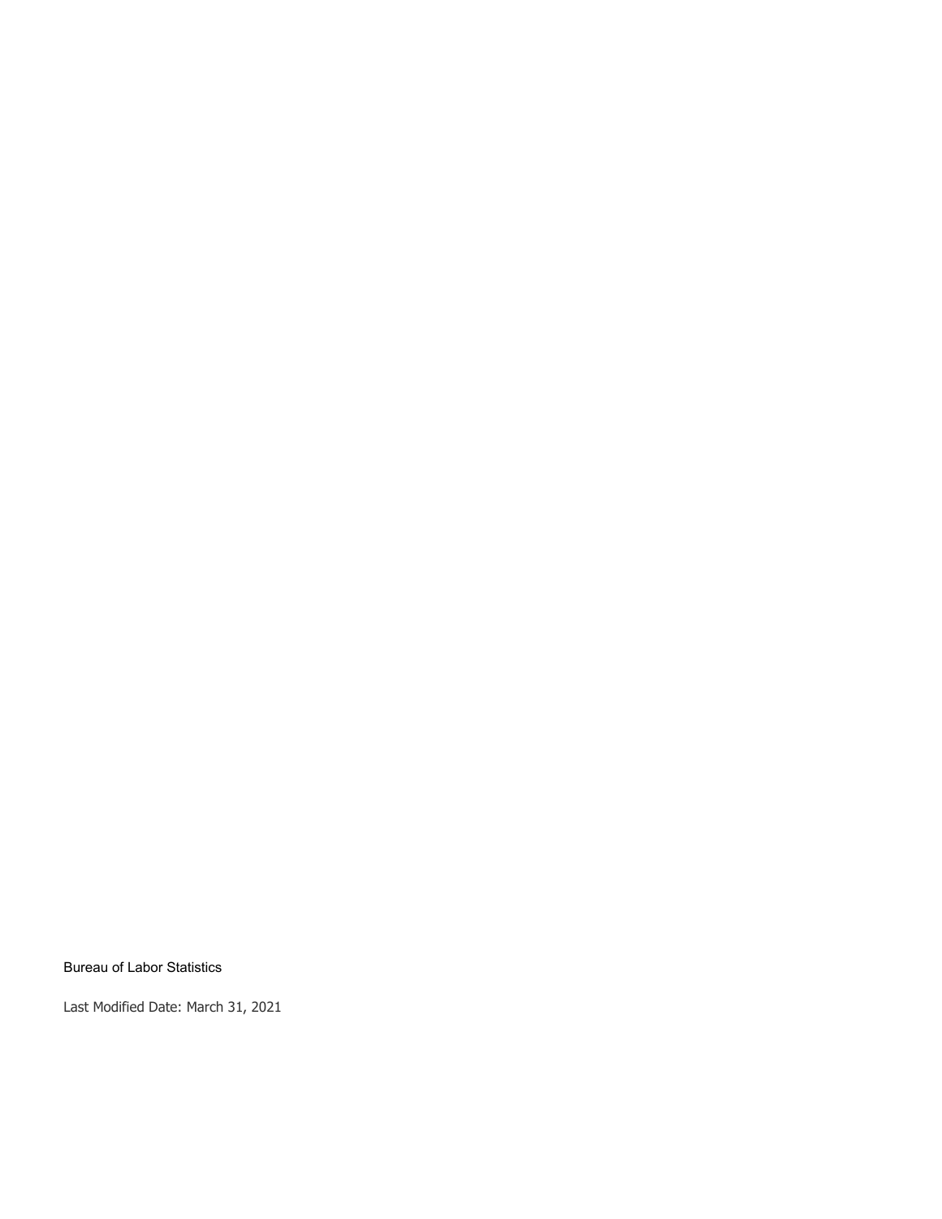Bureau of Labor Statistics

Last Modified Date: March 31, 2021